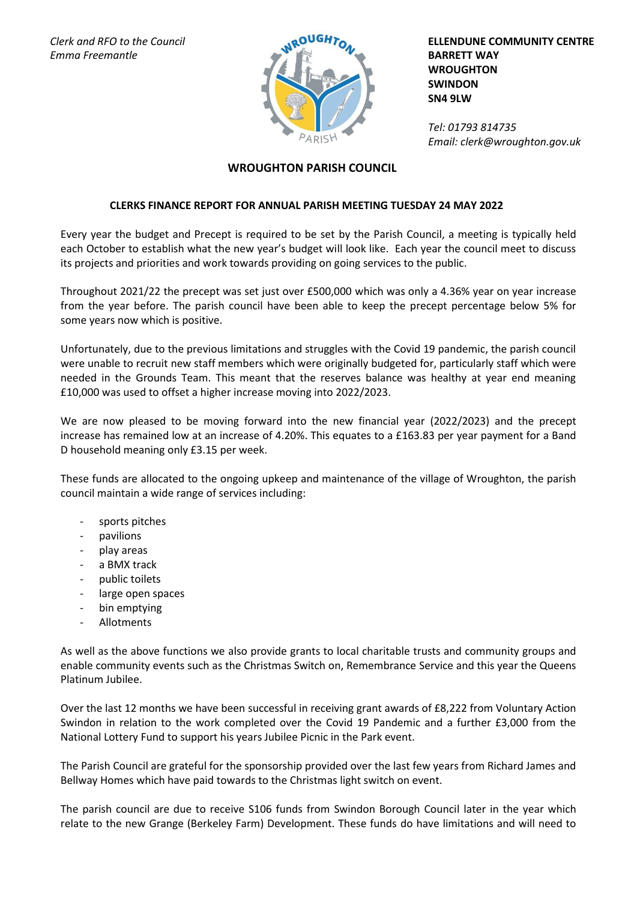*Clerk and RFO to the Council*
*Emma Freemantle*

**ELLENDUNE COMMUNITY CENTRE**
**BARRETT WAY**
**WROUGHTON**
**SWINDON**
**SN4 9LW**

*Tel: 01793 814735*
*Email: clerk@wroughton.gov.uk*

## WROUGHTON PARISH COUNCIL

### CLERKS FINANCE REPORT FOR ANNUAL PARISH MEETING TUESDAY 24 MAY 2022

Every year the budget and Precept is required to be set by the Parish Council, a meeting is typically held each October to establish what the new year's budget will look like. Each year the council meet to discuss its projects and priorities and work towards providing on going services to the public.

Throughout 2021/22 the precept was set just over £500,000 which was only a 4.36% year on year increase from the year before. The parish council have been able to keep the precept percentage below 5% for some years now which is positive.

Unfortunately, due to the previous limitations and struggles with the Covid 19 pandemic, the parish council were unable to recruit new staff members which were originally budgeted for, particularly staff which were needed in the Grounds Team. This meant that the reserves balance was healthy at year end meaning £10,000 was used to offset a higher increase moving into 2022/2023.

We are now pleased to be moving forward into the new financial year (2022/2023) and the precept increase has remained low at an increase of 4.20%. This equates to a £163.83 per year payment for a Band D household meaning only £3.15 per week.

These funds are allocated to the ongoing upkeep and maintenance of the village of Wroughton, the parish council maintain a wide range of services including:

- sports pitches
- pavilions
- play areas
- a BMX track
- public toilets
- large open spaces
- bin emptying
- Allotments

As well as the above functions we also provide grants to local charitable trusts and community groups and enable community events such as the Christmas Switch on, Remembrance Service and this year the Queens Platinum Jubilee.

Over the last 12 months we have been successful in receiving grant awards of £8,222 from Voluntary Action Swindon in relation to the work completed over the Covid 19 Pandemic and a further £3,000 from the National Lottery Fund to support his years Jubilee Picnic in the Park event.

The Parish Council are grateful for the sponsorship provided over the last few years from Richard James and Bellway Homes which have paid towards to the Christmas light switch on event.

The parish council are due to receive S106 funds from Swindon Borough Council later in the year which relate to the new Grange (Berkeley Farm) Development. These funds do have limitations and will need to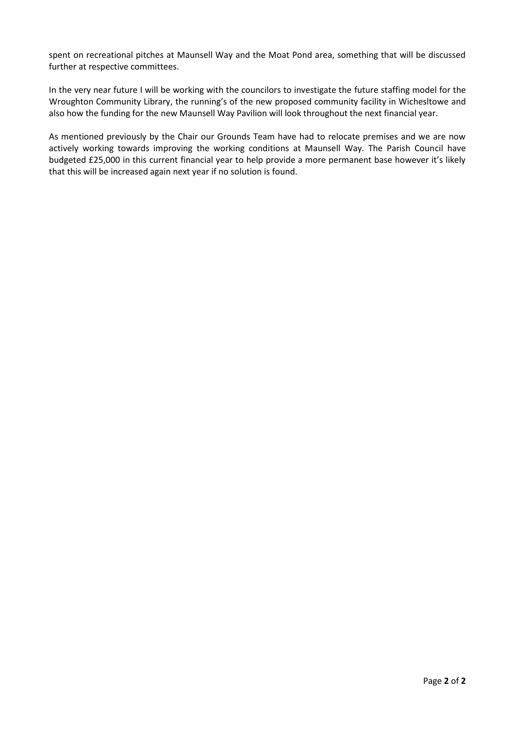spent on recreational pitches at Maunsell Way and the Moat Pond area, something that will be discussed further at respective committees.

In the very near future I will be working with the councilors to investigate the future staffing model for the Wroughton Community Library, the running's of the new proposed community facility in Wichesltowe and also how the funding for the new Maunsell Way Pavilion will look throughout the next financial year.

As mentioned previously by the Chair our Grounds Team have had to relocate premises and we are now actively working towards improving the working conditions at Maunsell Way. The Parish Council have budgeted £25,000 in this current financial year to help provide a more permanent base however it's likely that this will be increased again next year if no solution is found.